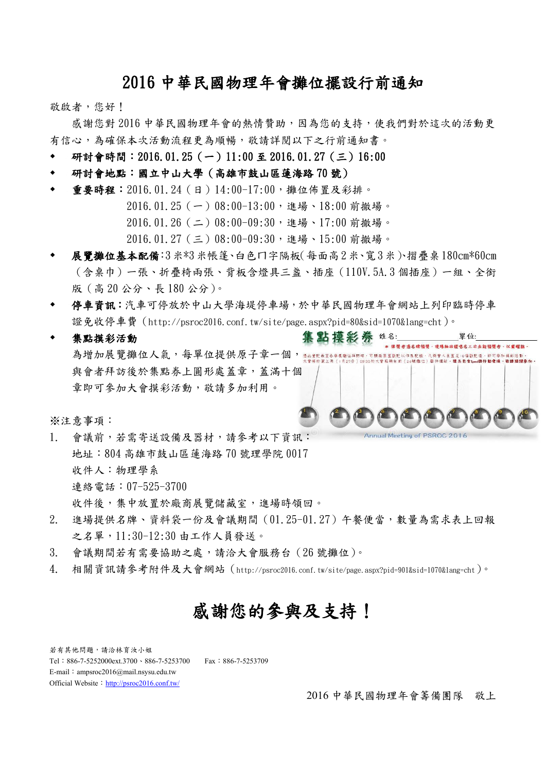# 2016 中華民國物理年會攤位擺設行前通知

敬啟者，您好！

感謝您對 2016 中華民國物理年會的熱情贊助，因為您的支持，使我們對於這次的活動更有信心，為確保本次活動流程更為順暢，敬請詳閱以下之行前通知書。

- **研討會時間：2016.01.25（一）11:00 至 2016.01.27（三）16:00**
- **研討會地點：國立中山大學（高雄市鼓山區蓮海路 70 號）**
- **重要時程：**2016.01.24（日）14:00-17:00，攤位佈置及彩排。
  2016.01.25（一）08:00-13:00，進場、18:00 前撤場。
  2016.01.26（二）08:00-09:30，進場、17:00 前撤場。
  2016.01.27（三）08:00-09:30，進場、15:00 前撤場。
- **展覽攤位基本配備：**3 米*3 米帳篷、白色ㄇ字隔板(每面高 2 米、寬 3 米)、摺疊桌 180cm*60cm（含桌巾）一張、折疊椅兩張、背板含燈具三盞、插座（110V.5A.3 個插座）一組、全銜版（高 20 公分、長 180 公分）。
- **停車資訊：**汽車可停放於中山大學海堤停車場，於中華民國物理年會網站上列印臨時停車證免收停車費（http://psroc2016.conf.tw/site/page.aspx?pid=80&sid=1070&lang=cht）。
- **集點摸彩活動**
  為增加展覽攤位人氣，每單位提供原子章一個，與會者拜訪後於集點券上圓形處蓋章，蓋滿十個章即可參加大會摸彩活動，敬請多加利用。

※注意事項：

1. 會議前，若需寄送設備及器材，請參考以下資訊：
   地址：804 高雄市鼓山區蓮海路 70 號理學院 0017
   收件人：物理學系
   連絡電話：07-525-3700
   收件後，集中放置於廠商展覽儲藏室，進場時領回。
2. 進場提供名牌、資料袋一份及會議期間（01.25-01.27）午餐便當，數量為需求表上回報之名單，11:30-12:30 由工作人員發送。
3. 會議期間若有需要協助之處，請洽大會服務台（26 號攤位）。
4. 相關資訊請參考附件及大會網站（http://psroc2016.conf.tw/site/page.aspx?pid=901&sid=1070&lang=cht）。

## 感謝您的參與及支持！

若有其他問題，請洽林育汝小姐
Tel：886-7-5252000ext.3700、886-7-5253700　　Fax：886-7-5253709
E-mail：ampsroc2016@mail.nsysu.edu.tw
Official Website：http://psroc2016.conf.tw/

2016 中華民國物理年會籌備團隊　敬上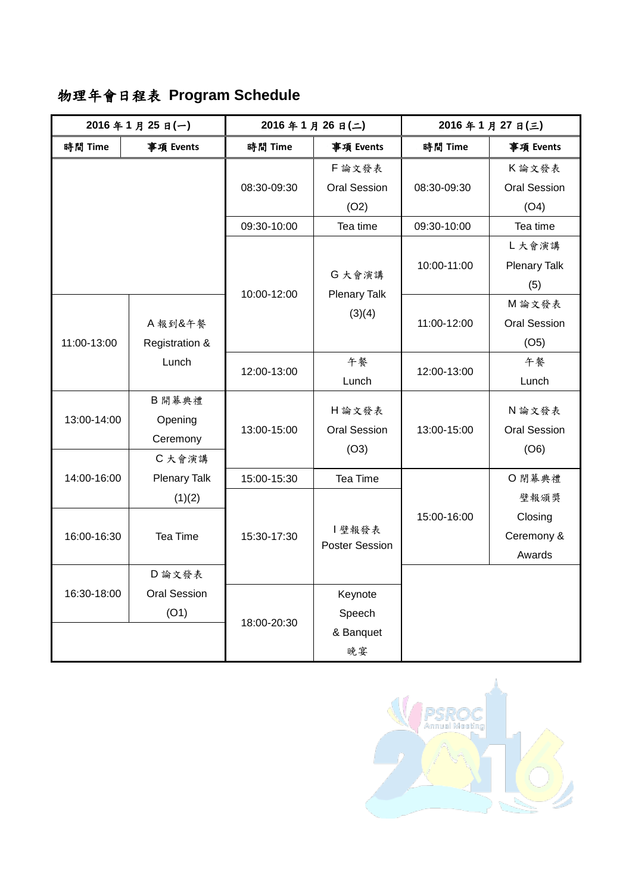# 物理年會日程表 Program Schedule

| 2016 年 1 月 25 日(一) | | 2016 年 1 月 26 日(二) | | 2016 年 1 月 27 日(三) | |
|---|---|---|---|---|---|
| 時間 Time | 事項 Events | 時間 Time | 事項 Events | 時間 Time | 事項 Events |
| | | 08:30-09:30 | F 論文發表 Oral Session (O2) | 08:30-09:30 | K 論文發表 Oral Session (O4) |
| | | 09:30-10:00 | Tea time | 09:30-10:00 | Tea time |
| | | 10:00-12:00 | G 大會演講 Plenary Talk (3)(4) | 10:00-11:00 | L 大會演講 Plenary Talk (5) |
| 11:00-13:00 | A 報到&午餐 Registration & Lunch | | | 11:00-12:00 | M 論文發表 Oral Session (O5) |
| | | 12:00-13:00 | 午餐 Lunch | 12:00-13:00 | 午餐 Lunch |
| 13:00-14:00 | B 開幕典禮 Opening Ceremony | 13:00-15:00 | H 論文發表 Oral Session (O3) | 13:00-15:00 | N 論文發表 Oral Session (O6) |
| 14:00-16:00 | C 大會演講 Plenary Talk (1)(2) | 15:00-15:30 | Tea Time | 15:00-16:00 | O 閉幕典禮 壁報頒獎 Closing Ceremony & Awards |
| 16:00-16:30 | Tea Time | 15:30-17:30 | I 壁報發表 Poster Session | | |
| 16:30-18:00 | D 論文發表 Oral Session (O1) | | | | |
| | | 18:00-20:30 | Keynote Speech & Banquet 晚宴 | | |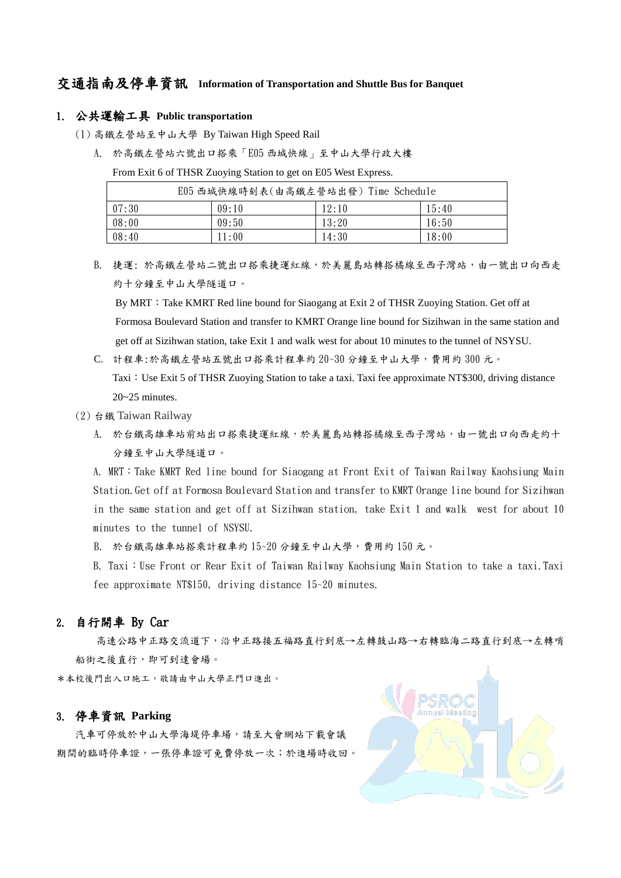# 交通指南及停車資訊 Information of Transportation and Shuttle Bus for Banquet

## 1. 公共運輸工具 Public transportation

(1) 高鐵左營站至中山大學 By Taiwan High Speed Rail

A. 於高鐵左營站六號出口搭乘「E05 西城快線」至中山大學行政大樓

From Exit 6 of THSR Zuoying Station to get on E05 West Express.

| E05 西城快線時刻表(由高鐵左營站出發) Time Schedule | | | |
|---|---|---|---|
| 07:30 | 09:10 | 12:10 | 15:40 |
| 08:00 | 09:50 | 13:20 | 16:50 |
| 08:40 | 11:00 | 14:30 | 18:00 |

B. 捷運: 於高鐵左營站二號出口搭乘捷運紅線，於美麗島站轉搭橘線至西子灣站，由一號出口向西走約十分鐘至中山大學隧道口。

By MRT：Take KMRT Red line bound for Siaogang at Exit 2 of THSR Zuoying Station. Get off at Formosa Boulevard Station and transfer to KMRT Orange line bound for Sizihwan in the same station and get off at Sizihwan station, take Exit 1 and walk west for about 10 minutes to the tunnel of NSYSU.

C. 計程車:於高鐵左營站五號出口搭乘計程車約 20~30 分鐘至中山大學，費用約 300 元。

Taxi：Use Exit 5 of THSR Zuoying Station to take a taxi. Taxi fee approximate NT$300, driving distance 20~25 minutes.

(2) 台鐵 Taiwan Railway

A. 於台鐵高雄車站前站出口搭乘捷運紅線，於美麗島站轉搭橘線至西子灣站，由一號出口向西走約十分鐘至中山大學隧道口。

A. MRT：Take KMRT Red line bound for Siaogang at Front Exit of Taiwan Railway Kaohsiung Main Station. Get off at Formosa Boulevard Station and transfer to KMRT Orange line bound for Sizihwan in the same station and get off at Sizihwan station, take Exit 1 and walk west for about 10 minutes to the tunnel of NSYSU.

B. 於台鐵高雄車站搭乘計程車約 15~20 分鐘至中山大學，費用約 150 元。

B. Taxi：Use Front or Rear Exit of Taiwan Railway Kaohsiung Main Station to take a taxi. Taxi fee approximate NT$150, driving distance 15~20 minutes.

## 2. 自行開車 By Car

高速公路中正路交流道下，沿中正路接五福路直行到底→左轉鼓山路→右轉臨海二路直行到底→左轉哨船街之後直行，即可到達會場。

*本校後門出入口施工，敬請由中山大學正門口進出。

## 3. 停車資訊 Parking

汽車可停放於中山大學海堤停車場，請至大會網站下載會議期間的臨時停車證，一張停車證可免費停放一次；於進場時收回。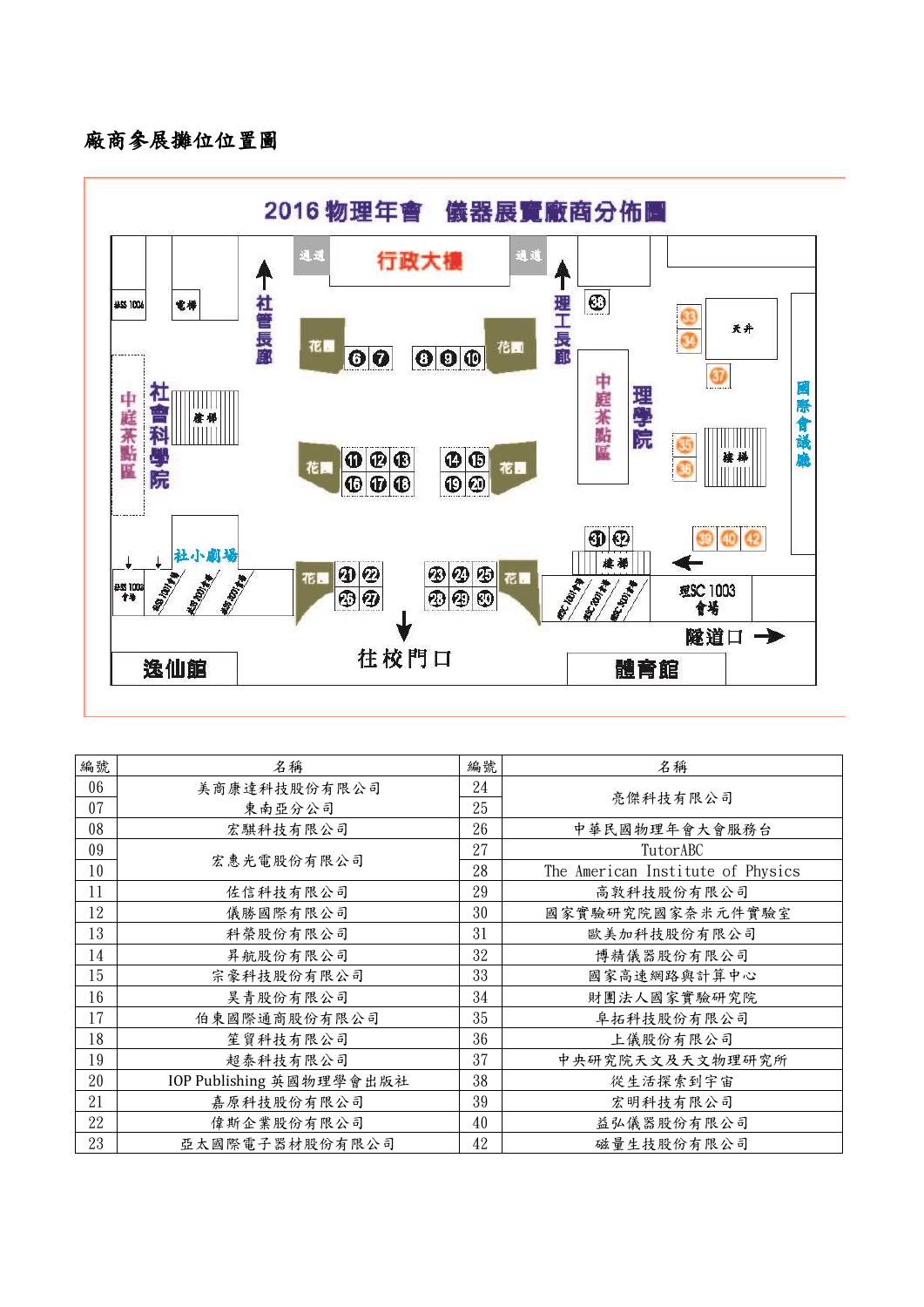# 廠商參展攤位位置圖

2016 物理年會　儀器展覽廠商分佈圖

行政大樓
通道
通道
社管長廊
理工長廊
社會科學院
中庭茶點區
理學院
國際會議廳
天井
樓梯
電梯
社小劇場
逸仙館
往校門口
體育館
隧道口
理SC 1003 會場
花圃

| 編號 | 名稱 | 編號 | 名稱 |
|---|---|---|---|
| 06 | 美商康達科技股份有限公司東南亞分公司 | 24 | 亮傑科技有限公司 |
| 07 | | 25 | |
| 08 | 宏騏科技有限公司 | 26 | 中華民國物理年會大會服務台 |
| 09 | 宏惠光電股份有限公司 | 27 | TutorABC |
| 10 | | 28 | The American Institute of Physics |
| 11 | 佐信科技有限公司 | 29 | 高敦科技股份有限公司 |
| 12 | 儀勝國際有限公司 | 30 | 國家實驗研究院國家奈米元件實驗室 |
| 13 | 科榮股份有限公司 | 31 | 歐美加科技股份有限公司 |
| 14 | 昇航股份有限公司 | 32 | 博精儀器股份有限公司 |
| 15 | 宗豪科技股份有限公司 | 33 | 國家高速網路與計算中心 |
| 16 | 昊青股份有限公司 | 34 | 財團法人國家實驗研究院 |
| 17 | 伯東國際通商股份有限公司 | 35 | 阜拓科技股份有限公司 |
| 18 | 笙貿科技有限公司 | 36 | 上儀股份有限公司 |
| 19 | 超泰科技有限公司 | 37 | 中央研究院天文及天文物理研究所 |
| 20 | IOP Publishing 英國物理學會出版社 | 38 | 從生活探索到宇宙 |
| 21 | 嘉原科技股份有限公司 | 39 | 宏明科技有限公司 |
| 22 | 偉斯企業股份有限公司 | 40 | 益弘儀器股份有限公司 |
| 23 | 亞太國際電子器材股份有限公司 | 42 | 磁量生技股份有限公司 |